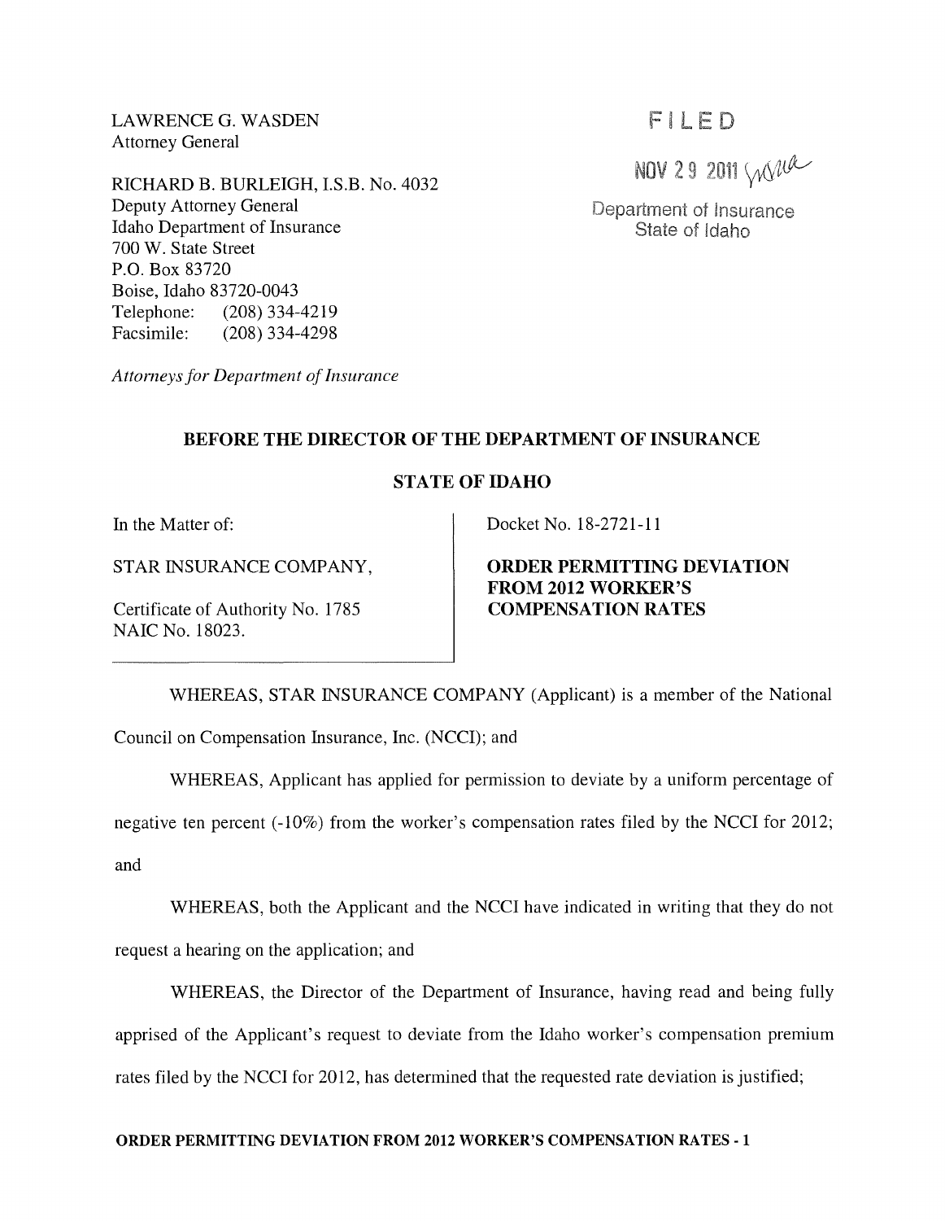LAWRENCE G. WASDEN
Attorney General

RICHARD B. BURLEIGH, I.S.B. No. 4032
Deputy Attorney General
Idaho Department of Insurance
700 W. State Street
P.O. Box 83720
Boise, Idaho 83720-0043
Telephone: (208) 334-4219
Facsimile: (208) 334-4298

*Attorneys for Department of Insurance*

FILED

NOV 29 2011

Department of Insurance
State of Idaho

**BEFORE THE DIRECTOR OF THE DEPARTMENT OF INSURANCE**

**STATE OF IDAHO**

In the Matter of:

STAR INSURANCE COMPANY,

Certificate of Authority No. 1785
NAIC No. 18023.

Docket No. 18-2721-11

**ORDER PERMITTING DEVIATION FROM 2012 WORKER'S COMPENSATION RATES**

WHEREAS, STAR INSURANCE COMPANY (Applicant) is a member of the National Council on Compensation Insurance, Inc. (NCCI); and

WHEREAS, Applicant has applied for permission to deviate by a uniform percentage of negative ten percent (-10%) from the worker's compensation rates filed by the NCCI for 2012; and

WHEREAS, both the Applicant and the NCCI have indicated in writing that they do not request a hearing on the application; and

WHEREAS, the Director of the Department of Insurance, having read and being fully apprised of the Applicant's request to deviate from the Idaho worker's compensation premium rates filed by the NCCI for 2012, has determined that the requested rate deviation is justified;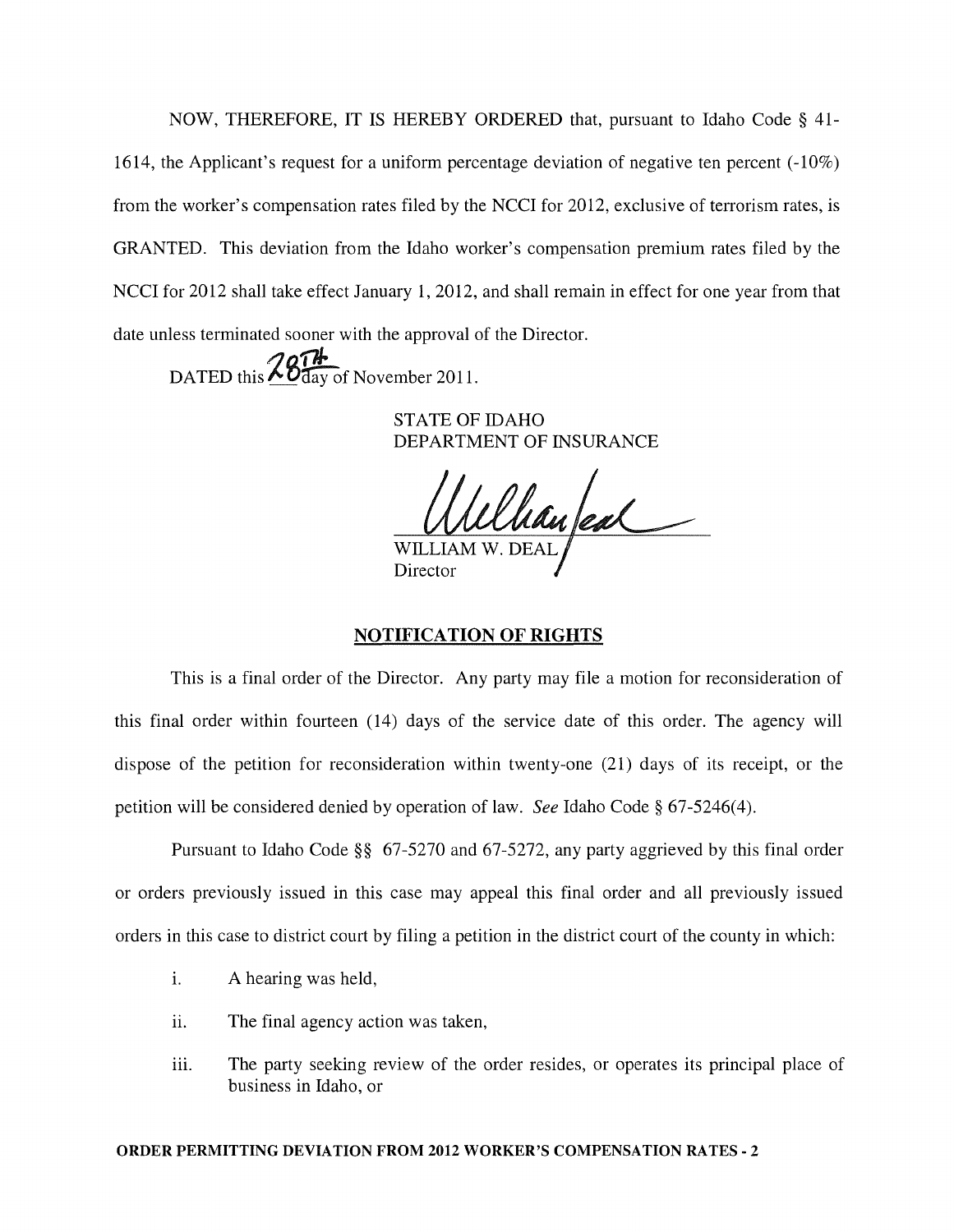NOW, THEREFORE, IT IS HEREBY ORDERED that, pursuant to Idaho Code § 41-1614, the Applicant's request for a uniform percentage deviation of negative ten percent (-10%) from the worker's compensation rates filed by the NCCI for 2012, exclusive of terrorism rates, is GRANTED. This deviation from the Idaho worker's compensation premium rates filed by the NCCI for 2012 shall take effect January 1, 2012, and shall remain in effect for one year from that date unless terminated sooner with the approval of the Director.

DATED this 28TH day of November 2011.

STATE OF IDAHO
DEPARTMENT OF INSURANCE

WILLIAM W. DEAL
Director

## NOTIFICATION OF RIGHTS

This is a final order of the Director. Any party may file a motion for reconsideration of this final order within fourteen (14) days of the service date of this order. The agency will dispose of the petition for reconsideration within twenty-one (21) days of its receipt, or the petition will be considered denied by operation of law. *See* Idaho Code § 67-5246(4).

Pursuant to Idaho Code §§ 67-5270 and 67-5272, any party aggrieved by this final order or orders previously issued in this case may appeal this final order and all previously issued orders in this case to district court by filing a petition in the district court of the county in which:

i. A hearing was held,

ii. The final agency action was taken,

iii. The party seeking review of the order resides, or operates its principal place of business in Idaho, or

**ORDER PERMITTING DEVIATION FROM 2012 WORKER'S COMPENSATION RATES - 2**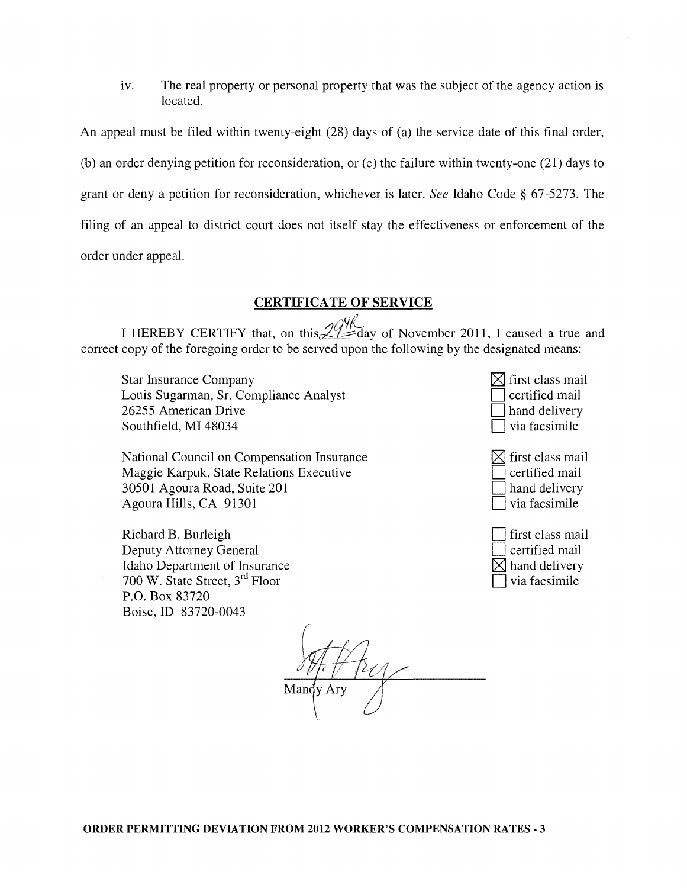iv. The real property or personal property that was the subject of the agency action is located.

An appeal must be filed within twenty-eight (28) days of (a) the service date of this final order, (b) an order denying petition for reconsideration, or (c) the failure within twenty-one (21) days to grant or deny a petition for reconsideration, whichever is later. *See* Idaho Code § 67-5273. The filing of an appeal to district court does not itself stay the effectiveness or enforcement of the order under appeal.

## CERTIFICATE OF SERVICE

I HEREBY CERTIFY that, on this 29th day of November 2011, I caused a true and correct copy of the foregoing order to be served upon the following by the designated means:

| | |
|---|---|
| Star Insurance Company<br>Louis Sugarman, Sr. Compliance Analyst<br>26255 American Drive<br>Southfield, MI 48034 | ☒ first class mail<br>☐ certified mail<br>☐ hand delivery<br>☐ via facsimile |
| National Council on Compensation Insurance<br>Maggie Karpuk, State Relations Executive<br>30501 Agoura Road, Suite 201<br>Agoura Hills, CA 91301 | ☒ first class mail<br>☐ certified mail<br>☐ hand delivery<br>☐ via facsimile |
| Richard B. Burleigh<br>Deputy Attorney General<br>Idaho Department of Insurance<br>700 W. State Street, 3rd Floor<br>P.O. Box 83720<br>Boise, ID 83720-0043 | ☐ first class mail<br>☐ certified mail<br>☒ hand delivery<br>☐ via facsimile |

Mandy Ary